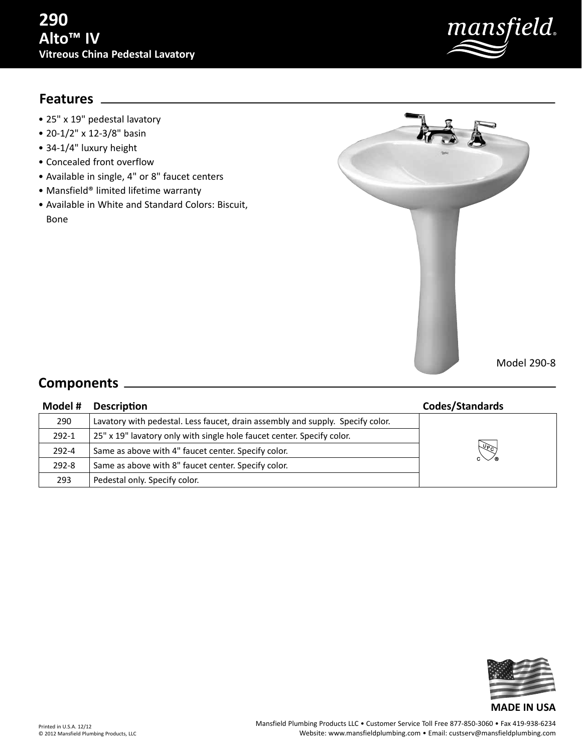# 290
# Alto™ IV
### Vitreous China Pedestal Lavatory

## Features

- 25" x 19" pedestal lavatory
- 20-1/2" x 12-3/8" basin
- 34-1/4" luxury height
- Concealed front overflow
- Available in single, 4" or 8" faucet centers
- Mansfield® limited lifetime warranty
- Available in White and Standard Colors: Biscuit, Bone

Model 290-8

## Components

| Model # | Description | Codes/Standards |
|---|---|---|
| 290 | Lavatory with pedestal. Less faucet, drain assembly and supply. Specify color. | |
| 292-1 | 25" x 19" lavatory only with single hole faucet center. Specify color. | |
| 292-4 | Same as above with 4" faucet center. Specify color. | |
| 292-8 | Same as above with 8" faucet center. Specify color. | |
| 293 | Pedestal only. Specify color. | |

MADE IN USA

Printed in U.S.A. 12/12
© 2012 Mansfield Plumbing Products, LLC

Mansfield Plumbing Products LLC • Customer Service Toll Free 877-850-3060 • Fax 419-938-6234
Website: www.mansfieldplumbing.com • Email: custserv@mansfieldplumbing.com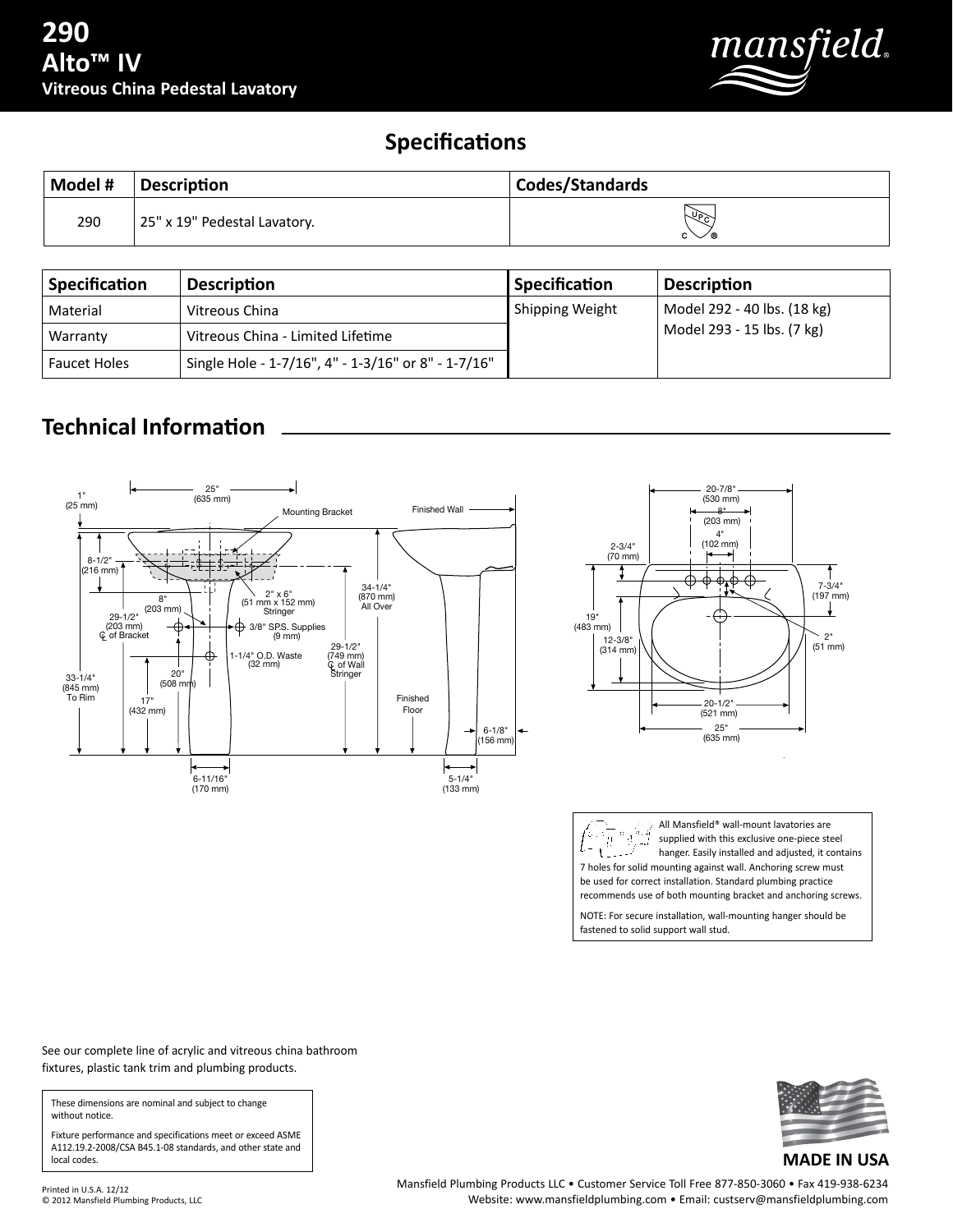# 290
# Alto™ IV
### Vitreous China Pedestal Lavatory

mansfield®

## Specifications

| Model # | Description | Codes/Standards |
|---|---|---|
| 290 | 25" x 19" Pedestal Lavatory. | UPC c ® |

| Specification | Description | Specification | Description |
|---|---|---|---|
| Material | Vitreous China | Shipping Weight | Model 292 - 40 lbs. (18 kg) Model 293 - 15 lbs. (7 kg) |
| Warranty | Vitreous China - Limited Lifetime | | |
| Faucet Holes | Single Hole - 1-7/16", 4" - 1-3/16" or 8" - 1-7/16" | | |

## Technical Information

1" (25 mm)
25" (635 mm)
Mounting Bracket
Finished Wall
8-1/2" (216 mm)
8" (203 mm)
2" x 6" (51 mm x 152 mm) Stringer
34-1/4" (870 mm) All Over
29-1/2" (203 mm) ℄ of Bracket
3/8" S.P.S. Supplies (9 mm)
1-1/4" O.D. Waste (32 mm)
29-1/2" (749 mm) ℄ of Wall Stringer
33-1/4" (845 mm) To Rim
20" (508 mm)
17" (432 mm)
Finished Floor
6-1/8" (156 mm)
6-11/16" (170 mm)
5-1/4" (133 mm)

20-7/8" (530 mm)
8" (203 mm)
4" (102 mm)
2-3/4" (70 mm)
7-3/4" (197 mm)
19" (483 mm)
12-3/8" (314 mm)
2" (51 mm)
20-1/2" (521 mm)
25" (635 mm)

All Mansfield® wall-mount lavatories are supplied with this exclusive one-piece steel hanger. Easily installed and adjusted, it contains 7 holes for solid mounting against wall. Anchoring screw must be used for correct installation. Standard plumbing practice recommends use of both mounting bracket and anchoring screws.

NOTE: For secure installation, wall-mounting hanger should be fastened to solid support wall stud.

See our complete line of acrylic and vitreous china bathroom fixtures, plastic tank trim and plumbing products.

These dimensions are nominal and subject to change without notice.

Fixture performance and specifications meet or exceed ASME A112.19.2-2008/CSA B45.1-08 standards, and other state and local codes.

**MADE IN USA**

Printed in U.S.A. 12/12
© 2012 Mansfield Plumbing Products, LLC

Mansfield Plumbing Products LLC • Customer Service Toll Free 877-850-3060 • Fax 419-938-6234
Website: www.mansfieldplumbing.com • Email: custserv@mansfieldplumbing.com